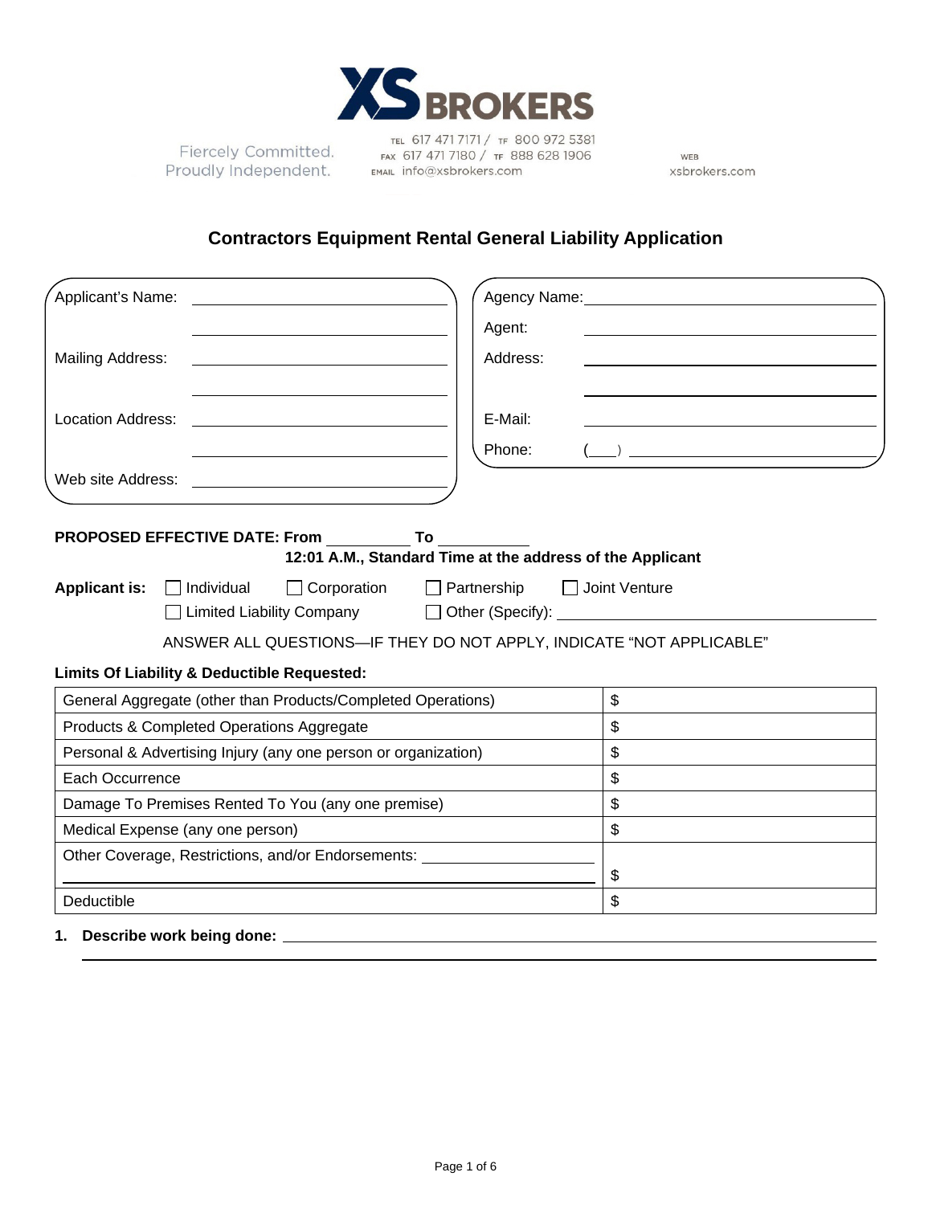XS BROKERS

Fiercely Committed.
Proudly Independent.

TEL 617 471 7171 / TF 800 972 5381
FAX 617 471 7180 / TF 888 628 1906
EMAIL info@xsbrokers.com

WEB
xsbrokers.com

# Contractors Equipment Rental General Liability Application

Applicant's Name: ______________________

______________________

Mailing Address: ______________________

______________________

Location Address: ______________________

______________________

Web site Address: ______________________

Agency Name: ______________________

Agent: ______________________

Address: ______________________

______________________

E-Mail: ______________________

Phone: (___) ______________________

**PROPOSED EFFECTIVE DATE: From __________ To __________**
**12:01 A.M., Standard Time at the address of the Applicant**

**Applicant is:** ☐ Individual ☐ Corporation ☐ Partnership ☐ Joint Venture
☐ Limited Liability Company ☐ Other (Specify): ______________________

ANSWER ALL QUESTIONS—IF THEY DO NOT APPLY, INDICATE "NOT APPLICABLE"

**Limits Of Liability & Deductible Requested:**

| | |
|---|---|
| General Aggregate (other than Products/Completed Operations) | $ |
| Products & Completed Operations Aggregate | $ |
| Personal & Advertising Injury (any one person or organization) | $ |
| Each Occurrence | $ |
| Damage To Premises Rented To You (any one premise) | $ |
| Medical Expense (any one person) | $ |
| Other Coverage, Restrictions, and/or Endorsements: ______________________ | $ |
| Deductible | $ |

1. **Describe work being done:** ______________________

______________________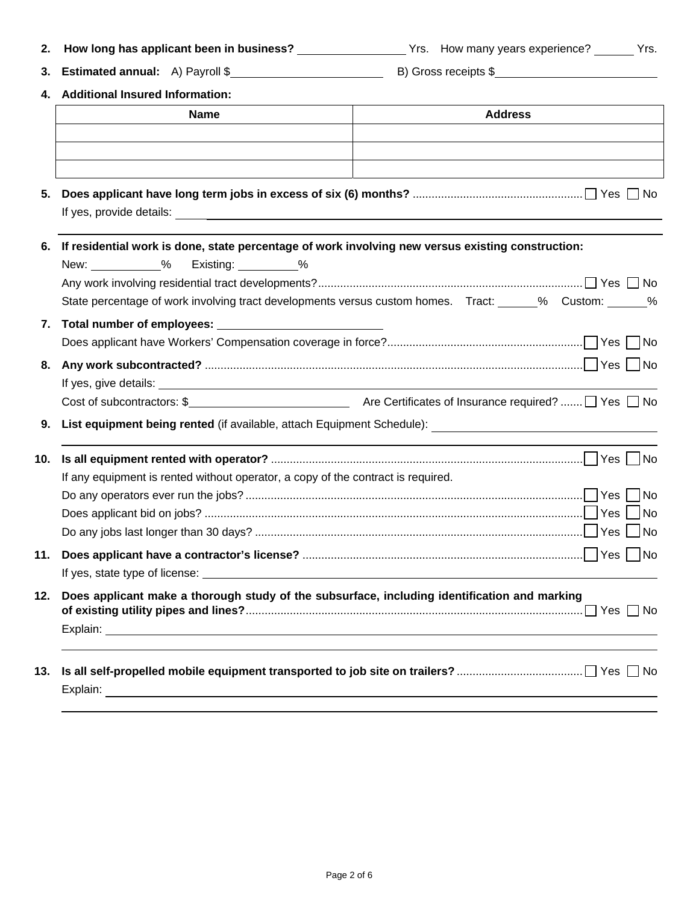2. **How long has applicant been in business?** ________________ Yrs. How many years experience? ______ Yrs.

3. **Estimated annual:** A) Payroll $________________________ B) Gross receipts $________________________

4. **Additional Insured Information:**

| Name | Address |
|---|---|
| | |
| | |
| | |

5. **Does applicant have long term jobs in excess of six (6) months?** ☐ Yes ☐ No

   If yes, provide details: ____________________________________________

6. **If residential work is done, state percentage of work involving new versus existing construction:**

   New: __________% Existing: _________%

   Any work involving residential tract developments? ☐ Yes ☐ No

   State percentage of work involving tract developments versus custom homes. Tract: ______% Custom: ______%

7. **Total number of employees:** __________________________

   Does applicant have Workers' Compensation coverage in force? ☐ Yes ☐ No

8. **Any work subcontracted?** ☐ Yes ☐ No

   If yes, give details: ____________________________________________

   Cost of subcontractors: $__________________________ Are Certificates of Insurance required? ☐ Yes ☐ No

9. **List equipment being rented** (if available, attach Equipment Schedule): ________________________________

10. **Is all equipment rented with operator?** ☐ Yes ☐ No

    If any equipment is rented without operator, a copy of the contract is required.

    Do any operators ever run the jobs? ☐ Yes ☐ No

    Does applicant bid on jobs? ☐ Yes ☐ No

    Do any jobs last longer than 30 days? ☐ Yes ☐ No

11. **Does applicant have a contractor's license?** ☐ Yes ☐ No

    If yes, state type of license: ____________________________________________

12. **Does applicant make a thorough study of the subsurface, including identification and marking of existing utility pipes and lines?** ☐ Yes ☐ No

    Explain: ____________________________________________

13. **Is all self-propelled mobile equipment transported to job site on trailers?** ☐ Yes ☐ No

    Explain: ____________________________________________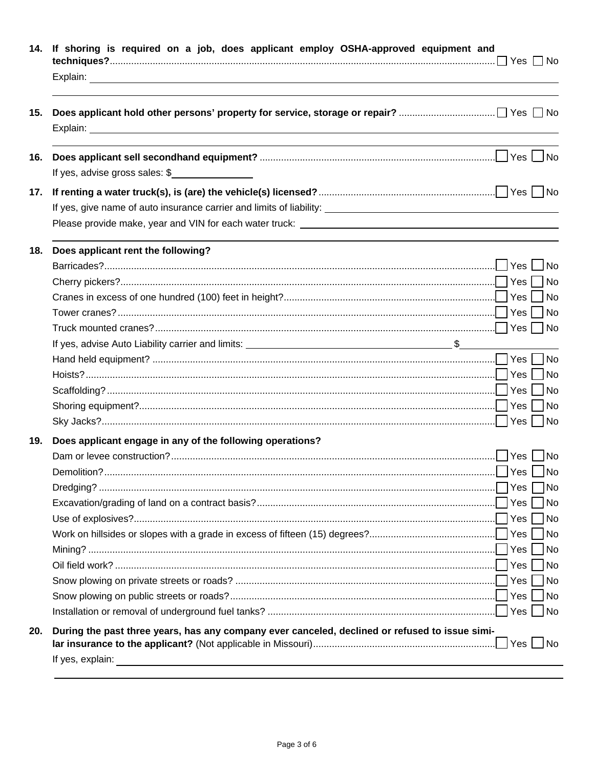**14. If shoring is required on a job, does applicant employ OSHA-approved equipment and techniques?** ☐ Yes ☐ No

Explain: ______________________________________________

**15. Does applicant hold other persons' property for service, storage or repair?** ☐ Yes ☐ No

Explain: ______________________________________________

**16. Does applicant sell secondhand equipment?** ☐ Yes ☐ No

If yes, advise gross sales: $____________

**17. If renting a water truck(s), is (are) the vehicle(s) licensed?** ☐ Yes ☐ No

If yes, give name of auto insurance carrier and limits of liability: ______________________

Please provide make, year and VIN for each water truck: ______________________

**18. Does applicant rent the following?**

- Barricades? ☐ Yes ☐ No
- Cherry pickers? ☐ Yes ☐ No
- Cranes in excess of one hundred (100) feet in height? ☐ Yes ☐ No
- Tower cranes? ☐ Yes ☐ No
- Truck mounted cranes? ☐ Yes ☐ No
  - If yes, advise Auto Liability carrier and limits: ______________________ $____________
- Hand held equipment? ☐ Yes ☐ No
- Hoists? ☐ Yes ☐ No
- Scaffolding? ☐ Yes ☐ No
- Shoring equipment? ☐ Yes ☐ No
- Sky Jacks? ☐ Yes ☐ No

**19. Does applicant engage in any of the following operations?**

- Dam or levee construction? ☐ Yes ☐ No
- Demolition? ☐ Yes ☐ No
- Dredging? ☐ Yes ☐ No
- Excavation/grading of land on a contract basis? ☐ Yes ☐ No
- Use of explosives? ☐ Yes ☐ No
- Work on hillsides or slopes with a grade in excess of fifteen (15) degrees? ☐ Yes ☐ No
- Mining? ☐ Yes ☐ No
- Oil field work? ☐ Yes ☐ No
- Snow plowing on private streets or roads? ☐ Yes ☐ No
- Snow plowing on public streets or roads? ☐ Yes ☐ No
- Installation or removal of underground fuel tanks? ☐ Yes ☐ No

**20. During the past three years, has any company ever canceled, declined or refused to issue similar insurance to the applicant?** (Not applicable in Missouri) ☐ Yes ☐ No

If yes, explain: ______________________________________________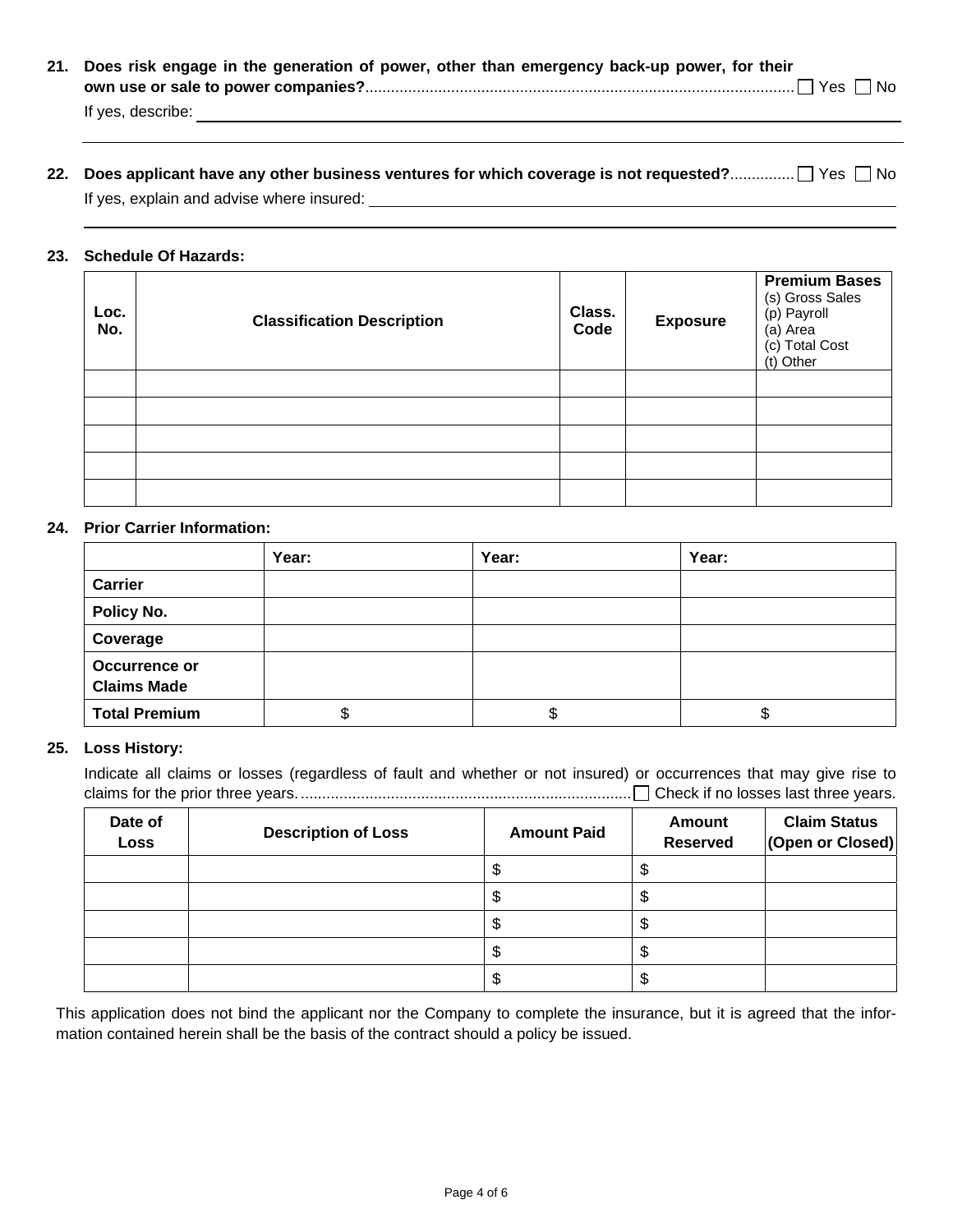**21. Does risk engage in the generation of power, other than emergency back-up power, for their own use or sale to power companies?** ☐ Yes ☐ No

If yes, describe: \_\_\_\_\_\_\_\_\_\_\_\_\_\_\_\_\_\_\_\_\_\_\_\_\_\_\_\_\_\_\_\_\_\_\_\_\_\_\_\_

**22. Does applicant have any other business ventures for which coverage is not requested?** ☐ Yes ☐ No

If yes, explain and advise where insured: \_\_\_\_\_\_\_\_\_\_\_\_\_\_\_\_\_\_\_\_\_\_\_\_\_\_\_\_\_\_\_\_\_\_\_\_\_\_\_\_

**23. Schedule Of Hazards:**

| Loc. No. | Classification Description | Class. Code | Exposure | **Premium Bases** (s) Gross Sales (p) Payroll (a) Area (c) Total Cost (t) Other |
|---|---|---|---|---|
| | | | | |
| | | | | |
| | | | | |
| | | | | |
| | | | | |

**24. Prior Carrier Information:**

| | Year: | Year: | Year: |
|---|---|---|---|
| **Carrier** | | | |
| **Policy No.** | | | |
| **Coverage** | | | |
| **Occurrence or Claims Made** | | | |
| **Total Premium** | $ | $ | $ |

**25. Loss History:**

Indicate all claims or losses (regardless of fault and whether or not insured) or occurrences that may give rise to claims for the prior three years. ☐ Check if no losses last three years.

| Date of Loss | Description of Loss | Amount Paid | Amount Reserved | Claim Status (Open or Closed) |
|---|---|---|---|---|
| | | $ | $ | |
| | | $ | $ | |
| | | $ | $ | |
| | | $ | $ | |
| | | $ | $ | |

This application does not bind the applicant nor the Company to complete the insurance, but it is agreed that the information contained herein shall be the basis of the contract should a policy be issued.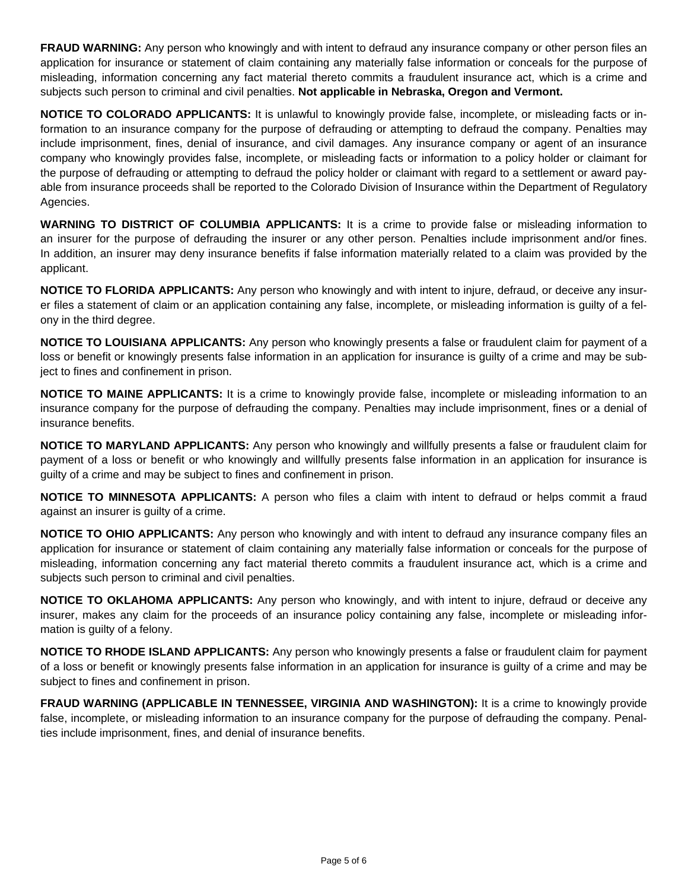**FRAUD WARNING:** Any person who knowingly and with intent to defraud any insurance company or other person files an application for insurance or statement of claim containing any materially false information or conceals for the purpose of misleading, information concerning any fact material thereto commits a fraudulent insurance act, which is a crime and subjects such person to criminal and civil penalties. **Not applicable in Nebraska, Oregon and Vermont.**

**NOTICE TO COLORADO APPLICANTS:** It is unlawful to knowingly provide false, incomplete, or misleading facts or information to an insurance company for the purpose of defrauding or attempting to defraud the company. Penalties may include imprisonment, fines, denial of insurance, and civil damages. Any insurance company or agent of an insurance company who knowingly provides false, incomplete, or misleading facts or information to a policy holder or claimant for the purpose of defrauding or attempting to defraud the policy holder or claimant with regard to a settlement or award payable from insurance proceeds shall be reported to the Colorado Division of Insurance within the Department of Regulatory Agencies.

**WARNING TO DISTRICT OF COLUMBIA APPLICANTS:** It is a crime to provide false or misleading information to an insurer for the purpose of defrauding the insurer or any other person. Penalties include imprisonment and/or fines. In addition, an insurer may deny insurance benefits if false information materially related to a claim was provided by the applicant.

**NOTICE TO FLORIDA APPLICANTS:** Any person who knowingly and with intent to injure, defraud, or deceive any insurer files a statement of claim or an application containing any false, incomplete, or misleading information is guilty of a felony in the third degree.

**NOTICE TO LOUISIANA APPLICANTS:** Any person who knowingly presents a false or fraudulent claim for payment of a loss or benefit or knowingly presents false information in an application for insurance is guilty of a crime and may be subject to fines and confinement in prison.

**NOTICE TO MAINE APPLICANTS:** It is a crime to knowingly provide false, incomplete or misleading information to an insurance company for the purpose of defrauding the company. Penalties may include imprisonment, fines or a denial of insurance benefits.

**NOTICE TO MARYLAND APPLICANTS:** Any person who knowingly and willfully presents a false or fraudulent claim for payment of a loss or benefit or who knowingly and willfully presents false information in an application for insurance is guilty of a crime and may be subject to fines and confinement in prison.

**NOTICE TO MINNESOTA APPLICANTS:** A person who files a claim with intent to defraud or helps commit a fraud against an insurer is guilty of a crime.

**NOTICE TO OHIO APPLICANTS:** Any person who knowingly and with intent to defraud any insurance company files an application for insurance or statement of claim containing any materially false information or conceals for the purpose of misleading, information concerning any fact material thereto commits a fraudulent insurance act, which is a crime and subjects such person to criminal and civil penalties.

**NOTICE TO OKLAHOMA APPLICANTS:** Any person who knowingly, and with intent to injure, defraud or deceive any insurer, makes any claim for the proceeds of an insurance policy containing any false, incomplete or misleading information is guilty of a felony.

**NOTICE TO RHODE ISLAND APPLICANTS:** Any person who knowingly presents a false or fraudulent claim for payment of a loss or benefit or knowingly presents false information in an application for insurance is guilty of a crime and may be subject to fines and confinement in prison.

**FRAUD WARNING (APPLICABLE IN TENNESSEE, VIRGINIA AND WASHINGTON):** It is a crime to knowingly provide false, incomplete, or misleading information to an insurance company for the purpose of defrauding the company. Penalties include imprisonment, fines, and denial of insurance benefits.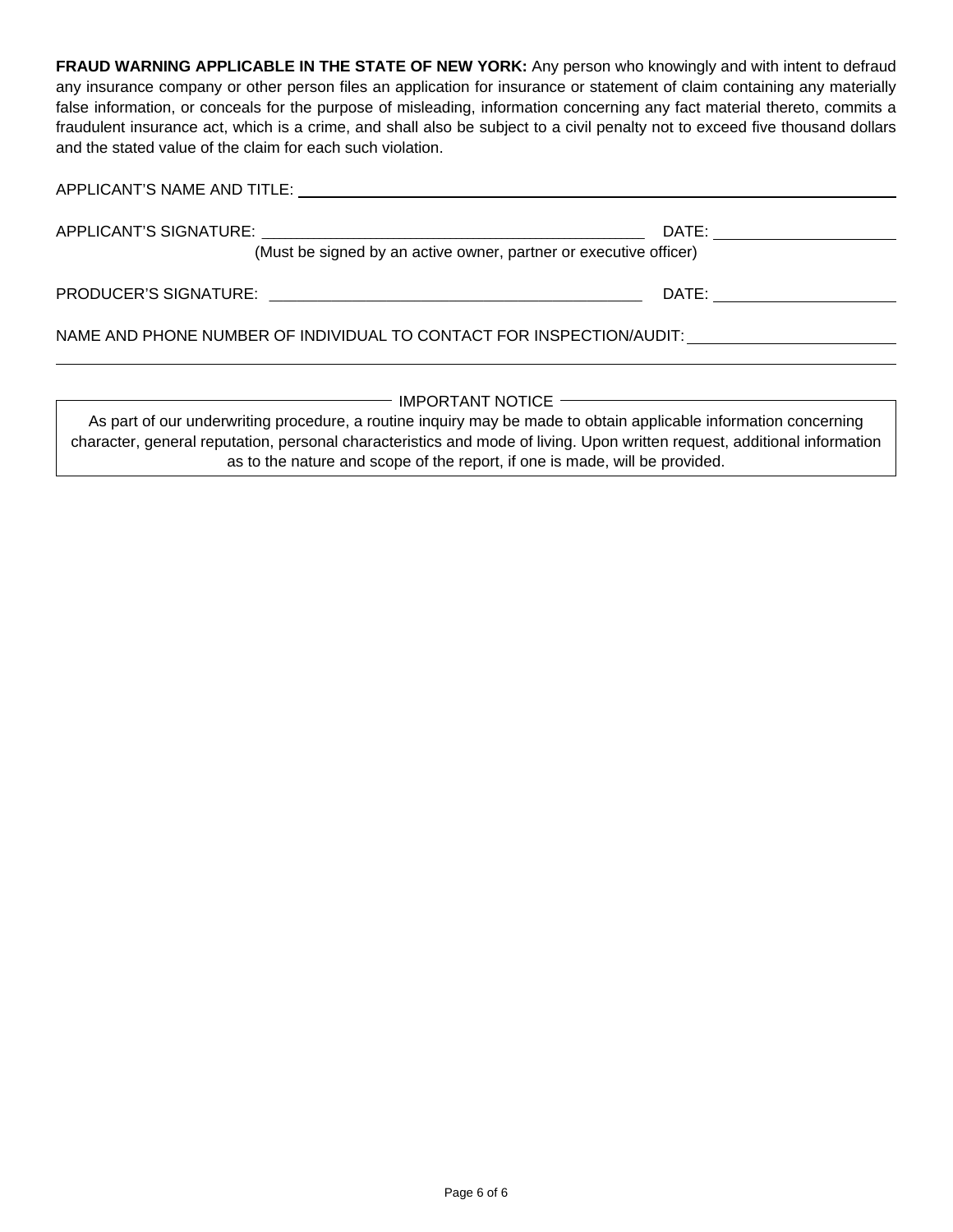**FRAUD WARNING APPLICABLE IN THE STATE OF NEW YORK:** Any person who knowingly and with intent to defraud any insurance company or other person files an application for insurance or statement of claim containing any materially false information, or conceals for the purpose of misleading, information concerning any fact material thereto, commits a fraudulent insurance act, which is a crime, and shall also be subject to a civil penalty not to exceed five thousand dollars and the stated value of the claim for each such violation.

APPLICANT'S NAME AND TITLE: \_\_\_\_\_\_\_\_\_\_\_\_\_\_\_\_\_\_\_\_\_\_\_\_\_\_\_\_\_\_\_\_\_\_\_\_\_\_\_\_

APPLICANT'S SIGNATURE: \_\_\_\_\_\_\_\_\_\_\_\_\_\_\_\_\_\_\_\_\_\_\_\_\_\_\_\_ DATE: \_\_\_\_\_\_\_\_\_\_\_\_\_\_

(Must be signed by an active owner, partner or executive officer)

PRODUCER'S SIGNATURE: \_\_\_\_\_\_\_\_\_\_\_\_\_\_\_\_\_\_\_\_\_\_\_\_\_\_\_\_ DATE: \_\_\_\_\_\_\_\_\_\_\_\_\_\_

NAME AND PHONE NUMBER OF INDIVIDUAL TO CONTACT FOR INSPECTION/AUDIT: \_\_\_\_\_\_\_\_\_\_\_\_\_\_\_\_\_\_

---

**IMPORTANT NOTICE**

As part of our underwriting procedure, a routine inquiry may be made to obtain applicable information concerning character, general reputation, personal characteristics and mode of living. Upon written request, additional information as to the nature and scope of the report, if one is made, will be provided.